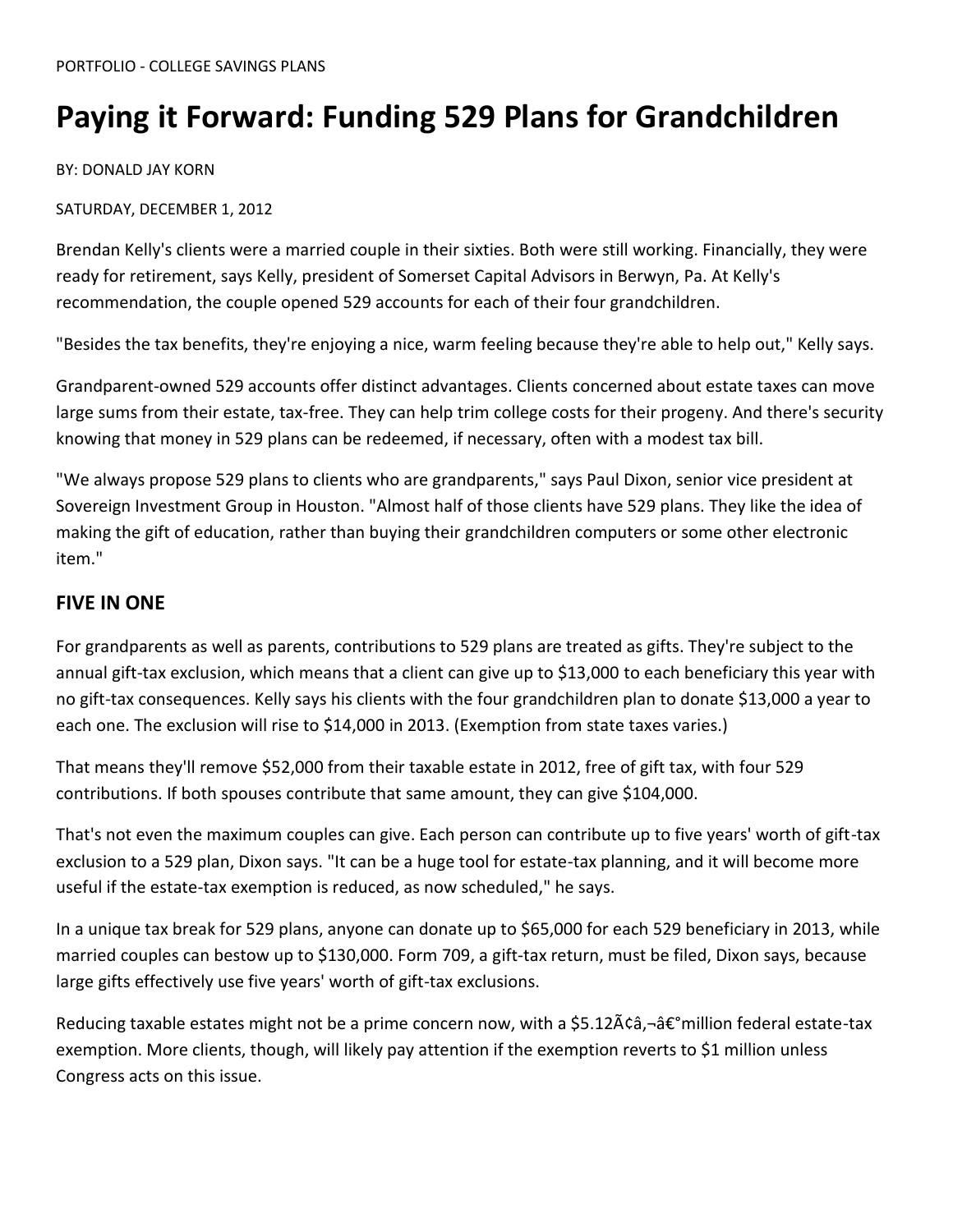PORTFOLIO - COLLEGE SAVINGS PLANS

# Paying it Forward: Funding 529 Plans for Grandchildren

BY: DONALD JAY KORN

SATURDAY, DECEMBER 1, 2012

Brendan Kelly's clients were a married couple in their sixties. Both were still working. Financially, they were ready for retirement, says Kelly, president of Somerset Capital Advisors in Berwyn, Pa. At Kelly's recommendation, the couple opened 529 accounts for each of their four grandchildren.

"Besides the tax benefits, they're enjoying a nice, warm feeling because they're able to help out," Kelly says.

Grandparent-owned 529 accounts offer distinct advantages. Clients concerned about estate taxes can move large sums from their estate, tax-free. They can help trim college costs for their progeny. And there's security knowing that money in 529 plans can be redeemed, if necessary, often with a modest tax bill.

"We always propose 529 plans to clients who are grandparents," says Paul Dixon, senior vice president at Sovereign Investment Group in Houston. "Almost half of those clients have 529 plans. They like the idea of making the gift of education, rather than buying their grandchildren computers or some other electronic item."

## FIVE IN ONE

For grandparents as well as parents, contributions to 529 plans are treated as gifts. They're subject to the annual gift-tax exclusion, which means that a client can give up to $13,000 to each beneficiary this year with no gift-tax consequences. Kelly says his clients with the four grandchildren plan to donate $13,000 a year to each one. The exclusion will rise to $14,000 in 2013. (Exemption from state taxes varies.)

That means they'll remove $52,000 from their taxable estate in 2012, free of gift tax, with four 529 contributions. If both spouses contribute that same amount, they can give $104,000.

That's not even the maximum couples can give. Each person can contribute up to five years' worth of gift-tax exclusion to a 529 plan, Dixon says. "It can be a huge tool for estate-tax planning, and it will become more useful if the estate-tax exemption is reduced, as now scheduled," he says.

In a unique tax break for 529 plans, anyone can donate up to $65,000 for each 529 beneficiary in 2013, while married couples can bestow up to $130,000. Form 709, a gift-tax return, must be filed, Dixon says, because large gifts effectively use five years' worth of gift-tax exclusions.

Reducing taxable estates might not be a prime concern now, with a $5.12Ã¢â‚¬â€°million federal estate-tax exemption. More clients, though, will likely pay attention if the exemption reverts to $1 million unless Congress acts on this issue.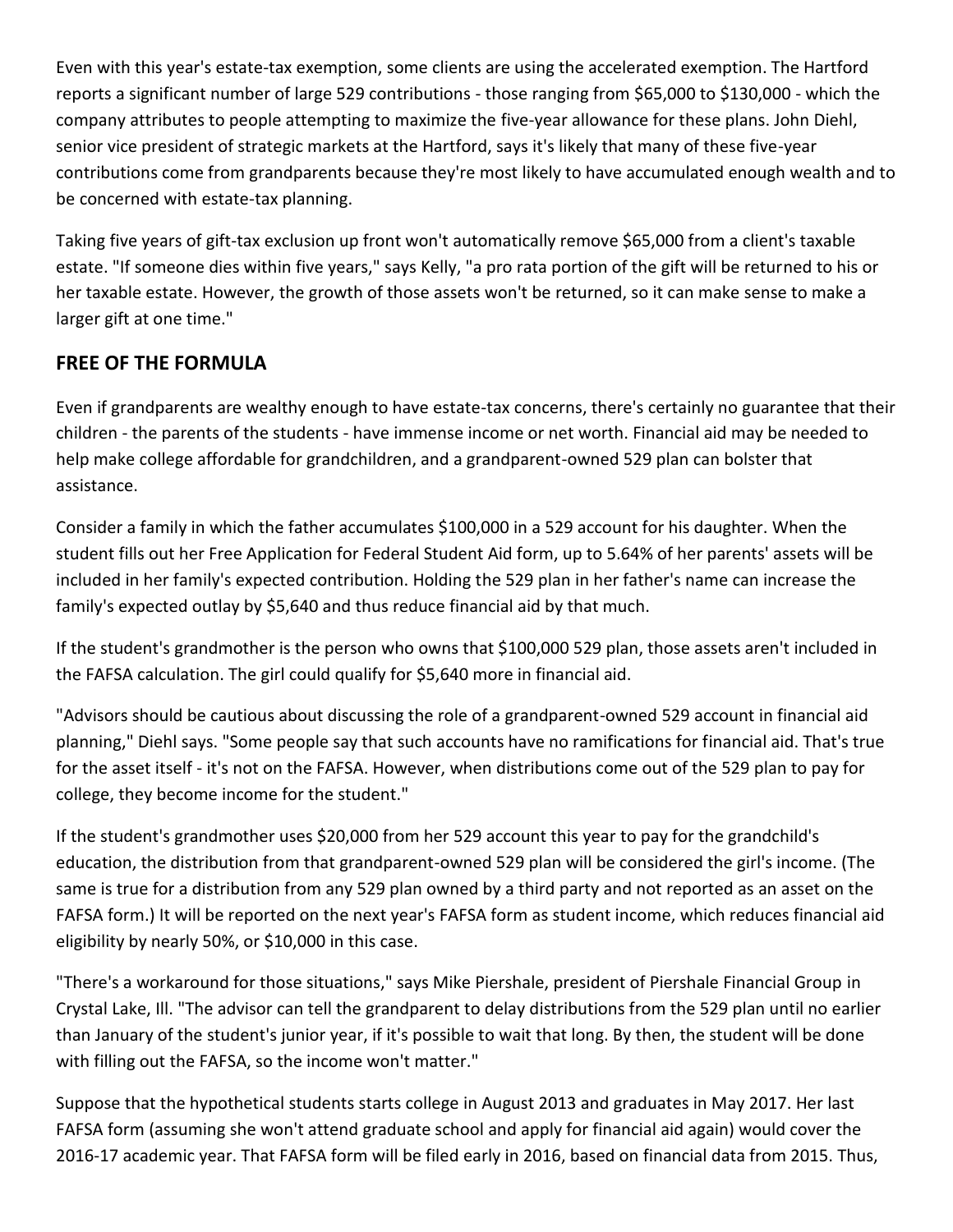Even with this year's estate-tax exemption, some clients are using the accelerated exemption. The Hartford reports a significant number of large 529 contributions - those ranging from $65,000 to $130,000 - which the company attributes to people attempting to maximize the five-year allowance for these plans. John Diehl, senior vice president of strategic markets at the Hartford, says it's likely that many of these five-year contributions come from grandparents because they're most likely to have accumulated enough wealth and to be concerned with estate-tax planning.

Taking five years of gift-tax exclusion up front won't automatically remove $65,000 from a client's taxable estate. "If someone dies within five years," says Kelly, "a pro rata portion of the gift will be returned to his or her taxable estate. However, the growth of those assets won't be returned, so it can make sense to make a larger gift at one time."

## FREE OF THE FORMULA

Even if grandparents are wealthy enough to have estate-tax concerns, there's certainly no guarantee that their children - the parents of the students - have immense income or net worth. Financial aid may be needed to help make college affordable for grandchildren, and a grandparent-owned 529 plan can bolster that assistance.

Consider a family in which the father accumulates $100,000 in a 529 account for his daughter. When the student fills out her Free Application for Federal Student Aid form, up to 5.64% of her parents' assets will be included in her family's expected contribution. Holding the 529 plan in her father's name can increase the family's expected outlay by $5,640 and thus reduce financial aid by that much.

If the student's grandmother is the person who owns that $100,000 529 plan, those assets aren't included in the FAFSA calculation. The girl could qualify for $5,640 more in financial aid.

"Advisors should be cautious about discussing the role of a grandparent-owned 529 account in financial aid planning," Diehl says. "Some people say that such accounts have no ramifications for financial aid. That's true for the asset itself - it's not on the FAFSA. However, when distributions come out of the 529 plan to pay for college, they become income for the student."

If the student's grandmother uses $20,000 from her 529 account this year to pay for the grandchild's education, the distribution from that grandparent-owned 529 plan will be considered the girl's income. (The same is true for a distribution from any 529 plan owned by a third party and not reported as an asset on the FAFSA form.) It will be reported on the next year's FAFSA form as student income, which reduces financial aid eligibility by nearly 50%, or $10,000 in this case.

"There's a workaround for those situations," says Mike Piershale, president of Piershale Financial Group in Crystal Lake, Ill. "The advisor can tell the grandparent to delay distributions from the 529 plan until no earlier than January of the student's junior year, if it's possible to wait that long. By then, the student will be done with filling out the FAFSA, so the income won't matter."

Suppose that the hypothetical students starts college in August 2013 and graduates in May 2017. Her last FAFSA form (assuming she won't attend graduate school and apply for financial aid again) would cover the 2016-17 academic year. That FAFSA form will be filed early in 2016, based on financial data from 2015. Thus,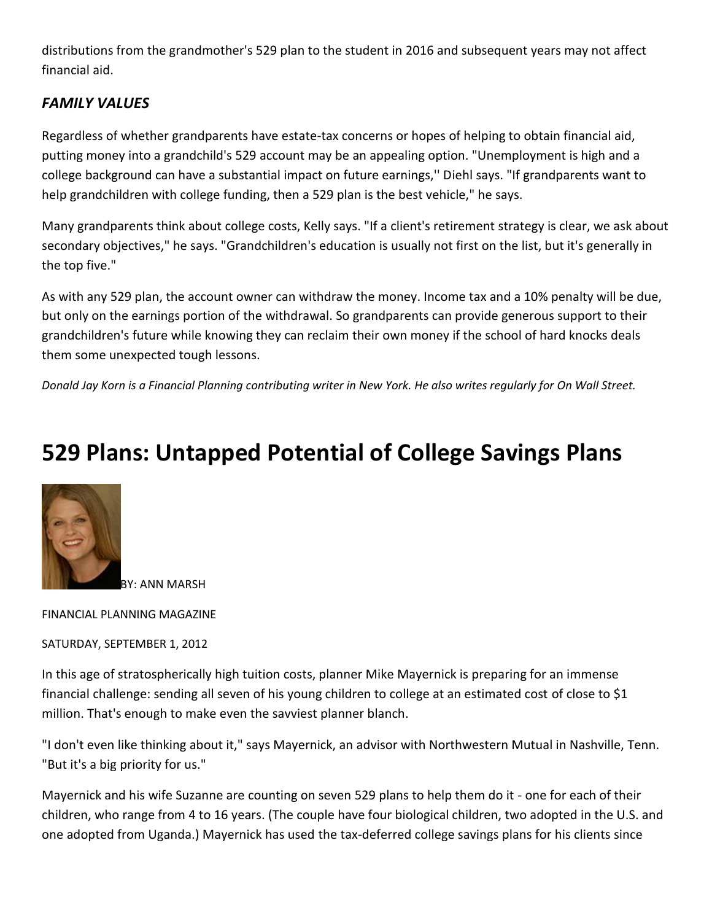distributions from the grandmother's 529 plan to the student in 2016 and subsequent years may not affect financial aid.

### *FAMILY VALUES*

Regardless of whether grandparents have estate-tax concerns or hopes of helping to obtain financial aid, putting money into a grandchild's 529 account may be an appealing option. "Unemployment is high and a college background can have a substantial impact on future earnings,'' Diehl says. "If grandparents want to help grandchildren with college funding, then a 529 plan is the best vehicle," he says.

Many grandparents think about college costs, Kelly says. "If a client's retirement strategy is clear, we ask about secondary objectives," he says. "Grandchildren's education is usually not first on the list, but it's generally in the top five."

As with any 529 plan, the account owner can withdraw the money. Income tax and a 10% penalty will be due, but only on the earnings portion of the withdrawal. So grandparents can provide generous support to their grandchildren's future while knowing they can reclaim their own money if the school of hard knocks deals them some unexpected tough lessons.

*Donald Jay Korn is a Financial Planning contributing writer in New York. He also writes regularly for On Wall Street.*

# 529 Plans: Untapped Potential of College Savings Plans

BY: ANN MARSH

FINANCIAL PLANNING MAGAZINE

SATURDAY, SEPTEMBER 1, 2012

In this age of stratospherically high tuition costs, planner Mike Mayernick is preparing for an immense financial challenge: sending all seven of his young children to college at an estimated cost of close to $1 million. That's enough to make even the savviest planner blanch.

"I don't even like thinking about it," says Mayernick, an advisor with Northwestern Mutual in Nashville, Tenn. "But it's a big priority for us."

Mayernick and his wife Suzanne are counting on seven 529 plans to help them do it - one for each of their children, who range from 4 to 16 years. (The couple have four biological children, two adopted in the U.S. and one adopted from Uganda.) Mayernick has used the tax-deferred college savings plans for his clients since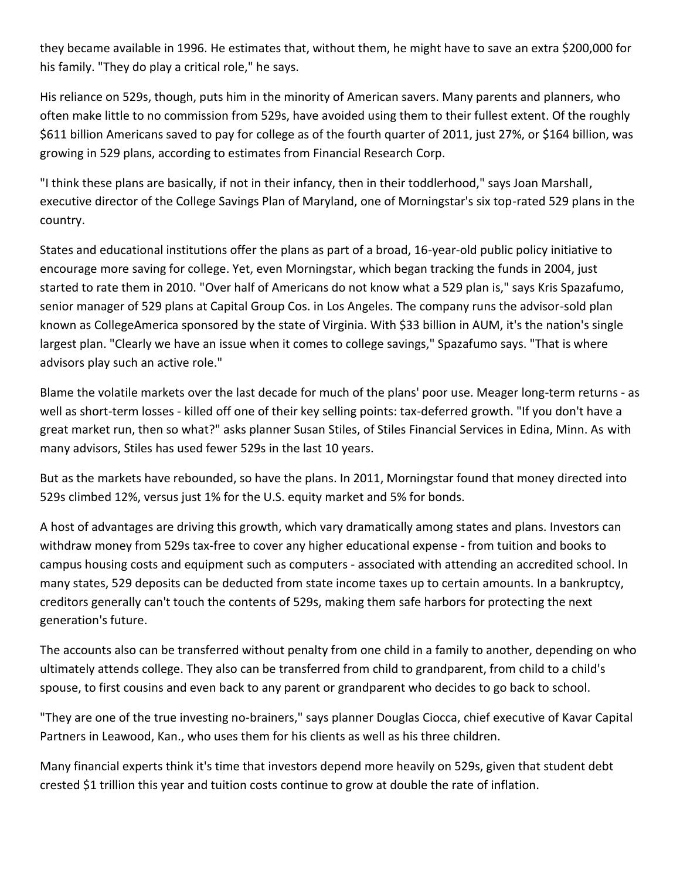they became available in 1996. He estimates that, without them, he might have to save an extra $200,000 for his family. "They do play a critical role," he says.

His reliance on 529s, though, puts him in the minority of American savers. Many parents and planners, who often make little to no commission from 529s, have avoided using them to their fullest extent. Of the roughly $611 billion Americans saved to pay for college as of the fourth quarter of 2011, just 27%, or $164 billion, was growing in 529 plans, according to estimates from Financial Research Corp.

"I think these plans are basically, if not in their infancy, then in their toddlerhood," says Joan Marshall, executive director of the College Savings Plan of Maryland, one of Morningstar's six top-rated 529 plans in the country.

States and educational institutions offer the plans as part of a broad, 16-year-old public policy initiative to encourage more saving for college. Yet, even Morningstar, which began tracking the funds in 2004, just started to rate them in 2010. "Over half of Americans do not know what a 529 plan is," says Kris Spazafumo, senior manager of 529 plans at Capital Group Cos. in Los Angeles. The company runs the advisor-sold plan known as CollegeAmerica sponsored by the state of Virginia. With $33 billion in AUM, it's the nation's single largest plan. "Clearly we have an issue when it comes to college savings," Spazafumo says. "That is where advisors play such an active role."

Blame the volatile markets over the last decade for much of the plans' poor use. Meager long-term returns - as well as short-term losses - killed off one of their key selling points: tax-deferred growth. "If you don't have a great market run, then so what?" asks planner Susan Stiles, of Stiles Financial Services in Edina, Minn. As with many advisors, Stiles has used fewer 529s in the last 10 years.

But as the markets have rebounded, so have the plans. In 2011, Morningstar found that money directed into 529s climbed 12%, versus just 1% for the U.S. equity market and 5% for bonds.

A host of advantages are driving this growth, which vary dramatically among states and plans. Investors can withdraw money from 529s tax-free to cover any higher educational expense - from tuition and books to campus housing costs and equipment such as computers - associated with attending an accredited school. In many states, 529 deposits can be deducted from state income taxes up to certain amounts. In a bankruptcy, creditors generally can't touch the contents of 529s, making them safe harbors for protecting the next generation's future.

The accounts also can be transferred without penalty from one child in a family to another, depending on who ultimately attends college. They also can be transferred from child to grandparent, from child to a child's spouse, to first cousins and even back to any parent or grandparent who decides to go back to school.

"They are one of the true investing no-brainers," says planner Douglas Ciocca, chief executive of Kavar Capital Partners in Leawood, Kan., who uses them for his clients as well as his three children.

Many financial experts think it's time that investors depend more heavily on 529s, given that student debt crested $1 trillion this year and tuition costs continue to grow at double the rate of inflation.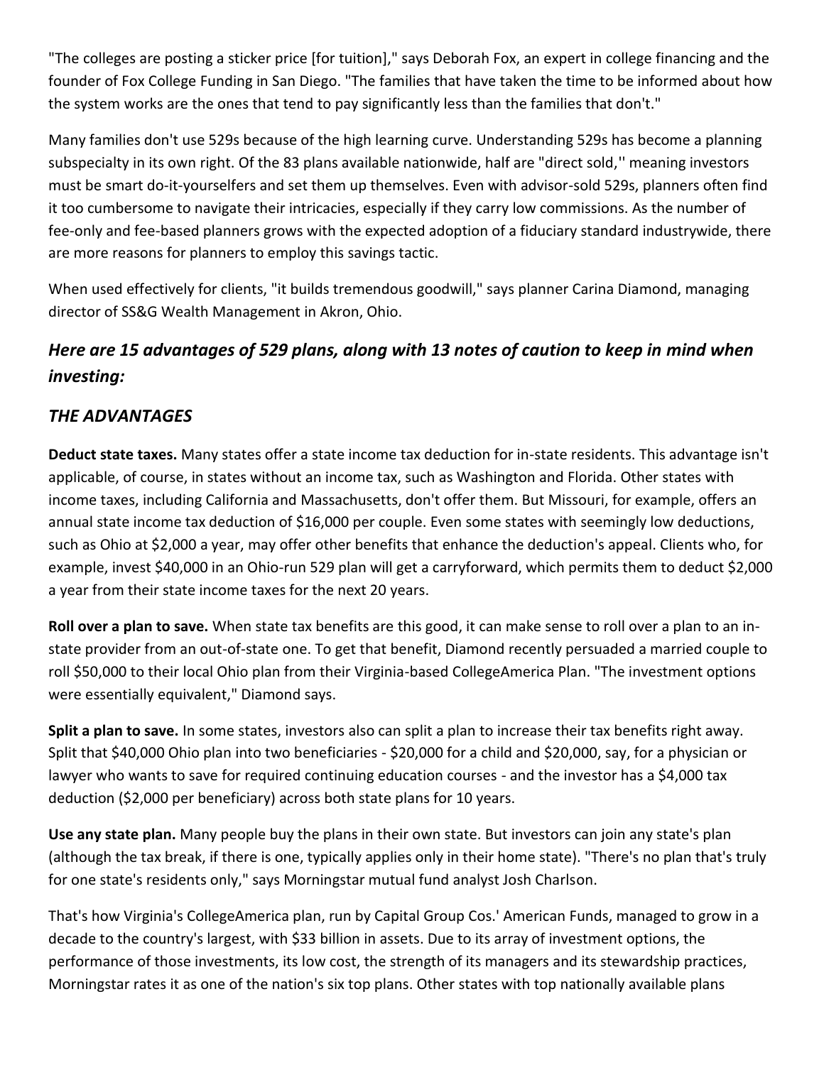"The colleges are posting a sticker price [for tuition]," says Deborah Fox, an expert in college financing and the founder of Fox College Funding in San Diego. "The families that have taken the time to be informed about how the system works are the ones that tend to pay significantly less than the families that don't."

Many families don't use 529s because of the high learning curve. Understanding 529s has become a planning subspecialty in its own right. Of the 83 plans available nationwide, half are "direct sold,'' meaning investors must be smart do-it-yourselfers and set them up themselves. Even with advisor-sold 529s, planners often find it too cumbersome to navigate their intricacies, especially if they carry low commissions. As the number of fee-only and fee-based planners grows with the expected adoption of a fiduciary standard industrywide, there are more reasons for planners to employ this savings tactic.

When used effectively for clients, "it builds tremendous goodwill," says planner Carina Diamond, managing director of SS&G Wealth Management in Akron, Ohio.

## *Here are 15 advantages of 529 plans, along with 13 notes of caution to keep in mind when investing:*

## *THE ADVANTAGES*

**Deduct state taxes.** Many states offer a state income tax deduction for in-state residents. This advantage isn't applicable, of course, in states without an income tax, such as Washington and Florida. Other states with income taxes, including California and Massachusetts, don't offer them. But Missouri, for example, offers an annual state income tax deduction of $16,000 per couple. Even some states with seemingly low deductions, such as Ohio at $2,000 a year, may offer other benefits that enhance the deduction's appeal. Clients who, for example, invest $40,000 in an Ohio-run 529 plan will get a carryforward, which permits them to deduct $2,000 a year from their state income taxes for the next 20 years.

**Roll over a plan to save.** When state tax benefits are this good, it can make sense to roll over a plan to an in-state provider from an out-of-state one. To get that benefit, Diamond recently persuaded a married couple to roll $50,000 to their local Ohio plan from their Virginia-based CollegeAmerica Plan. "The investment options were essentially equivalent," Diamond says.

**Split a plan to save.** In some states, investors also can split a plan to increase their tax benefits right away. Split that $40,000 Ohio plan into two beneficiaries - $20,000 for a child and $20,000, say, for a physician or lawyer who wants to save for required continuing education courses - and the investor has a $4,000 tax deduction ($2,000 per beneficiary) across both state plans for 10 years.

**Use any state plan.** Many people buy the plans in their own state. But investors can join any state's plan (although the tax break, if there is one, typically applies only in their home state). "There's no plan that's truly for one state's residents only," says Morningstar mutual fund analyst Josh Charlson.

That's how Virginia's CollegeAmerica plan, run by Capital Group Cos.' American Funds, managed to grow in a decade to the country's largest, with $33 billion in assets. Due to its array of investment options, the performance of those investments, its low cost, the strength of its managers and its stewardship practices, Morningstar rates it as one of the nation's six top plans. Other states with top nationally available plans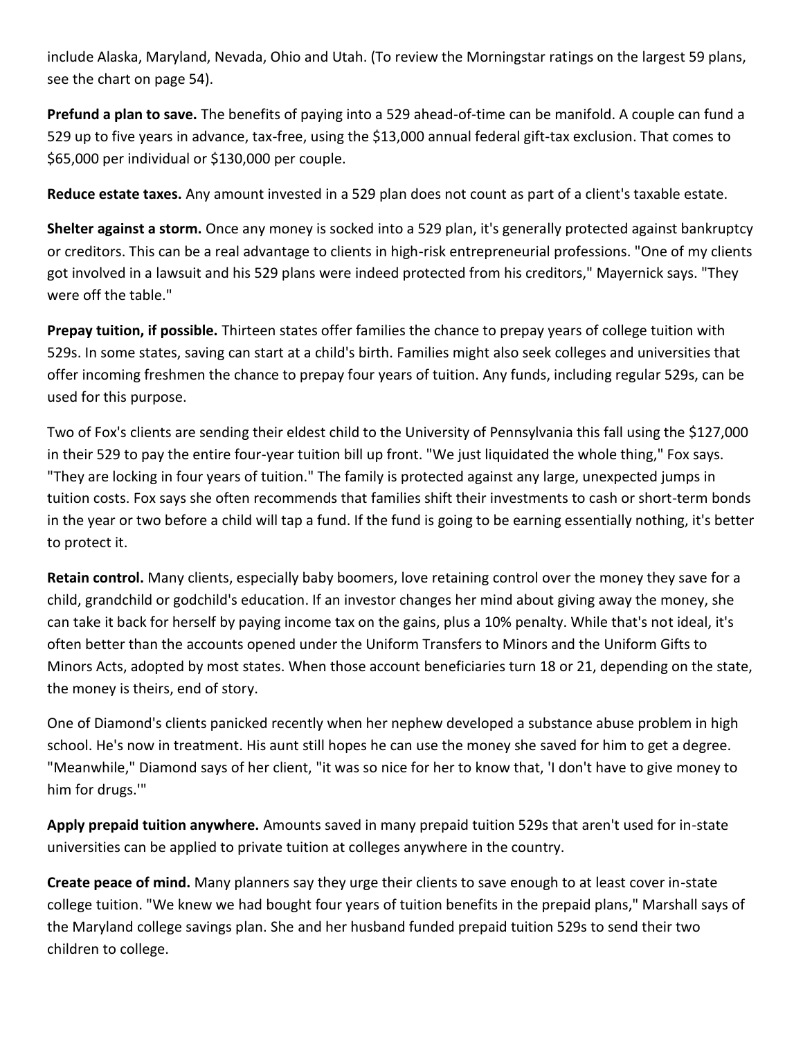include Alaska, Maryland, Nevada, Ohio and Utah. (To review the Morningstar ratings on the largest 59 plans, see the chart on page 54).

**Prefund a plan to save.** The benefits of paying into a 529 ahead-of-time can be manifold. A couple can fund a 529 up to five years in advance, tax-free, using the $13,000 annual federal gift-tax exclusion. That comes to $65,000 per individual or $130,000 per couple.

**Reduce estate taxes.** Any amount invested in a 529 plan does not count as part of a client's taxable estate.

**Shelter against a storm.** Once any money is socked into a 529 plan, it's generally protected against bankruptcy or creditors. This can be a real advantage to clients in high-risk entrepreneurial professions. "One of my clients got involved in a lawsuit and his 529 plans were indeed protected from his creditors," Mayernick says. "They were off the table."

**Prepay tuition, if possible.** Thirteen states offer families the chance to prepay years of college tuition with 529s. In some states, saving can start at a child's birth. Families might also seek colleges and universities that offer incoming freshmen the chance to prepay four years of tuition. Any funds, including regular 529s, can be used for this purpose.

Two of Fox's clients are sending their eldest child to the University of Pennsylvania this fall using the $127,000 in their 529 to pay the entire four-year tuition bill up front. "We just liquidated the whole thing," Fox says. "They are locking in four years of tuition." The family is protected against any large, unexpected jumps in tuition costs. Fox says she often recommends that families shift their investments to cash or short-term bonds in the year or two before a child will tap a fund. If the fund is going to be earning essentially nothing, it's better to protect it.

**Retain control.** Many clients, especially baby boomers, love retaining control over the money they save for a child, grandchild or godchild's education. If an investor changes her mind about giving away the money, she can take it back for herself by paying income tax on the gains, plus a 10% penalty. While that's not ideal, it's often better than the accounts opened under the Uniform Transfers to Minors and the Uniform Gifts to Minors Acts, adopted by most states. When those account beneficiaries turn 18 or 21, depending on the state, the money is theirs, end of story.

One of Diamond's clients panicked recently when her nephew developed a substance abuse problem in high school. He's now in treatment. His aunt still hopes he can use the money she saved for him to get a degree. "Meanwhile," Diamond says of her client, "it was so nice for her to know that, 'I don't have to give money to him for drugs.'"

**Apply prepaid tuition anywhere.** Amounts saved in many prepaid tuition 529s that aren't used for in-state universities can be applied to private tuition at colleges anywhere in the country.

**Create peace of mind.** Many planners say they urge their clients to save enough to at least cover in-state college tuition. "We knew we had bought four years of tuition benefits in the prepaid plans," Marshall says of the Maryland college savings plan. She and her husband funded prepaid tuition 529s to send their two children to college.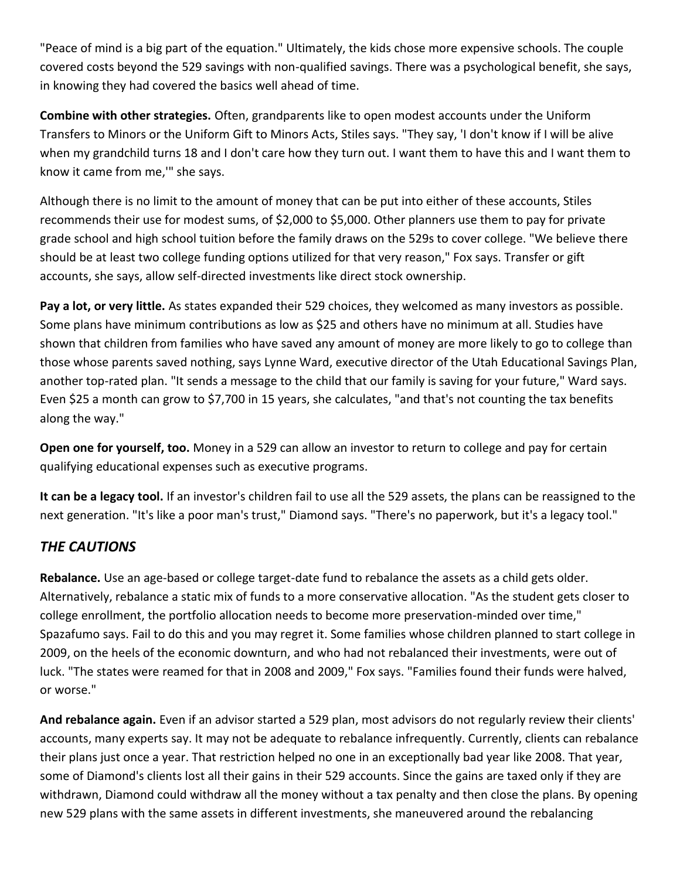"Peace of mind is a big part of the equation." Ultimately, the kids chose more expensive schools. The couple covered costs beyond the 529 savings with non-qualified savings. There was a psychological benefit, she says, in knowing they had covered the basics well ahead of time.

**Combine with other strategies.** Often, grandparents like to open modest accounts under the Uniform Transfers to Minors or the Uniform Gift to Minors Acts, Stiles says. "They say, 'I don't know if I will be alive when my grandchild turns 18 and I don't care how they turn out. I want them to have this and I want them to know it came from me,'" she says.

Although there is no limit to the amount of money that can be put into either of these accounts, Stiles recommends their use for modest sums, of $2,000 to $5,000. Other planners use them to pay for private grade school and high school tuition before the family draws on the 529s to cover college. "We believe there should be at least two college funding options utilized for that very reason," Fox says. Transfer or gift accounts, she says, allow self-directed investments like direct stock ownership.

**Pay a lot, or very little.** As states expanded their 529 choices, they welcomed as many investors as possible. Some plans have minimum contributions as low as $25 and others have no minimum at all. Studies have shown that children from families who have saved any amount of money are more likely to go to college than those whose parents saved nothing, says Lynne Ward, executive director of the Utah Educational Savings Plan, another top-rated plan. "It sends a message to the child that our family is saving for your future," Ward says. Even $25 a month can grow to $7,700 in 15 years, she calculates, "and that's not counting the tax benefits along the way."

**Open one for yourself, too.** Money in a 529 can allow an investor to return to college and pay for certain qualifying educational expenses such as executive programs.

**It can be a legacy tool.** If an investor's children fail to use all the 529 assets, the plans can be reassigned to the next generation. "It's like a poor man's trust," Diamond says. "There's no paperwork, but it's a legacy tool."

## *THE CAUTIONS*

**Rebalance.** Use an age-based or college target-date fund to rebalance the assets as a child gets older. Alternatively, rebalance a static mix of funds to a more conservative allocation. "As the student gets closer to college enrollment, the portfolio allocation needs to become more preservation-minded over time," Spazafumo says. Fail to do this and you may regret it. Some families whose children planned to start college in 2009, on the heels of the economic downturn, and who had not rebalanced their investments, were out of luck. "The states were reamed for that in 2008 and 2009," Fox says. "Families found their funds were halved, or worse."

**And rebalance again.** Even if an advisor started a 529 plan, most advisors do not regularly review their clients' accounts, many experts say. It may not be adequate to rebalance infrequently. Currently, clients can rebalance their plans just once a year. That restriction helped no one in an exceptionally bad year like 2008. That year, some of Diamond's clients lost all their gains in their 529 accounts. Since the gains are taxed only if they are withdrawn, Diamond could withdraw all the money without a tax penalty and then close the plans. By opening new 529 plans with the same assets in different investments, she maneuvered around the rebalancing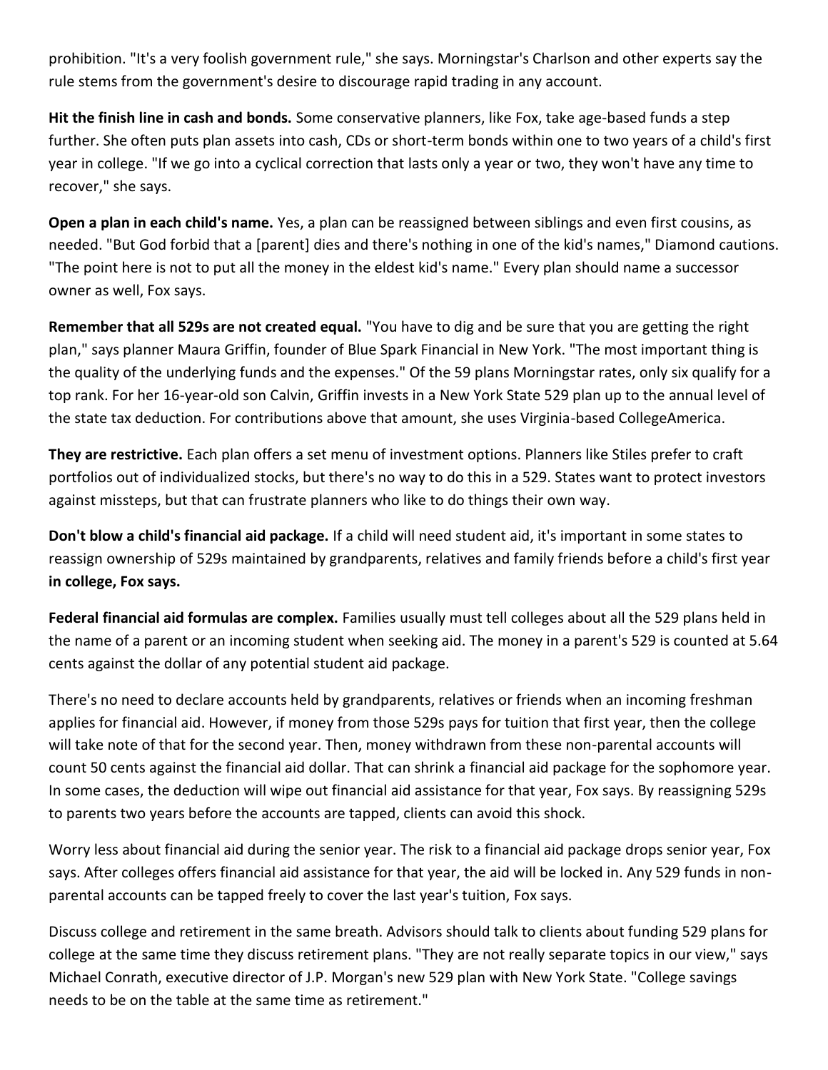prohibition. "It's a very foolish government rule," she says. Morningstar's Charlson and other experts say the rule stems from the government's desire to discourage rapid trading in any account.

**Hit the finish line in cash and bonds.** Some conservative planners, like Fox, take age-based funds a step further. She often puts plan assets into cash, CDs or short-term bonds within one to two years of a child's first year in college. "If we go into a cyclical correction that lasts only a year or two, they won't have any time to recover," she says.

**Open a plan in each child's name.** Yes, a plan can be reassigned between siblings and even first cousins, as needed. "But God forbid that a [parent] dies and there's nothing in one of the kid's names," Diamond cautions. "The point here is not to put all the money in the eldest kid's name." Every plan should name a successor owner as well, Fox says.

**Remember that all 529s are not created equal.** "You have to dig and be sure that you are getting the right plan," says planner Maura Griffin, founder of Blue Spark Financial in New York. "The most important thing is the quality of the underlying funds and the expenses." Of the 59 plans Morningstar rates, only six qualify for a top rank. For her 16-year-old son Calvin, Griffin invests in a New York State 529 plan up to the annual level of the state tax deduction. For contributions above that amount, she uses Virginia-based CollegeAmerica.

**They are restrictive.** Each plan offers a set menu of investment options. Planners like Stiles prefer to craft portfolios out of individualized stocks, but there's no way to do this in a 529. States want to protect investors against missteps, but that can frustrate planners who like to do things their own way.

**Don't blow a child's financial aid package.** If a child will need student aid, it's important in some states to reassign ownership of 529s maintained by grandparents, relatives and family friends before a child's first year **in college, Fox says.**

**Federal financial aid formulas are complex.** Families usually must tell colleges about all the 529 plans held in the name of a parent or an incoming student when seeking aid. The money in a parent's 529 is counted at 5.64 cents against the dollar of any potential student aid package.

There's no need to declare accounts held by grandparents, relatives or friends when an incoming freshman applies for financial aid. However, if money from those 529s pays for tuition that first year, then the college will take note of that for the second year. Then, money withdrawn from these non-parental accounts will count 50 cents against the financial aid dollar. That can shrink a financial aid package for the sophomore year. In some cases, the deduction will wipe out financial aid assistance for that year, Fox says. By reassigning 529s to parents two years before the accounts are tapped, clients can avoid this shock.

Worry less about financial aid during the senior year. The risk to a financial aid package drops senior year, Fox says. After colleges offers financial aid assistance for that year, the aid will be locked in. Any 529 funds in non-parental accounts can be tapped freely to cover the last year's tuition, Fox says.

Discuss college and retirement in the same breath. Advisors should talk to clients about funding 529 plans for college at the same time they discuss retirement plans. "They are not really separate topics in our view," says Michael Conrath, executive director of J.P. Morgan's new 529 plan with New York State. "College savings needs to be on the table at the same time as retirement."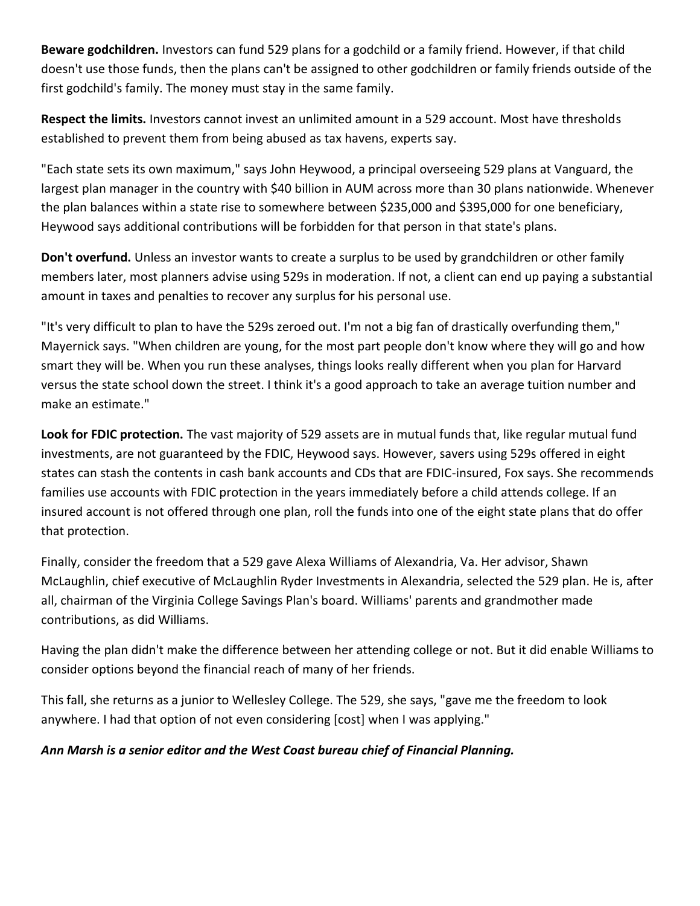**Beware godchildren.** Investors can fund 529 plans for a godchild or a family friend. However, if that child doesn't use those funds, then the plans can't be assigned to other godchildren or family friends outside of the first godchild's family. The money must stay in the same family.

**Respect the limits.** Investors cannot invest an unlimited amount in a 529 account. Most have thresholds established to prevent them from being abused as tax havens, experts say.

"Each state sets its own maximum," says John Heywood, a principal overseeing 529 plans at Vanguard, the largest plan manager in the country with $40 billion in AUM across more than 30 plans nationwide. Whenever the plan balances within a state rise to somewhere between $235,000 and $395,000 for one beneficiary, Heywood says additional contributions will be forbidden for that person in that state's plans.

**Don't overfund.** Unless an investor wants to create a surplus to be used by grandchildren or other family members later, most planners advise using 529s in moderation. If not, a client can end up paying a substantial amount in taxes and penalties to recover any surplus for his personal use.

"It's very difficult to plan to have the 529s zeroed out. I'm not a big fan of drastically overfunding them," Mayernick says. "When children are young, for the most part people don't know where they will go and how smart they will be. When you run these analyses, things looks really different when you plan for Harvard versus the state school down the street. I think it's a good approach to take an average tuition number and make an estimate."

**Look for FDIC protection.** The vast majority of 529 assets are in mutual funds that, like regular mutual fund investments, are not guaranteed by the FDIC, Heywood says. However, savers using 529s offered in eight states can stash the contents in cash bank accounts and CDs that are FDIC-insured, Fox says. She recommends families use accounts with FDIC protection in the years immediately before a child attends college. If an insured account is not offered through one plan, roll the funds into one of the eight state plans that do offer that protection.

Finally, consider the freedom that a 529 gave Alexa Williams of Alexandria, Va. Her advisor, Shawn McLaughlin, chief executive of McLaughlin Ryder Investments in Alexandria, selected the 529 plan. He is, after all, chairman of the Virginia College Savings Plan's board. Williams' parents and grandmother made contributions, as did Williams.

Having the plan didn't make the difference between her attending college or not. But it did enable Williams to consider options beyond the financial reach of many of her friends.

This fall, she returns as a junior to Wellesley College. The 529, she says, "gave me the freedom to look anywhere. I had that option of not even considering [cost] when I was applying."

***Ann Marsh is a senior editor and the West Coast bureau chief of Financial Planning.***